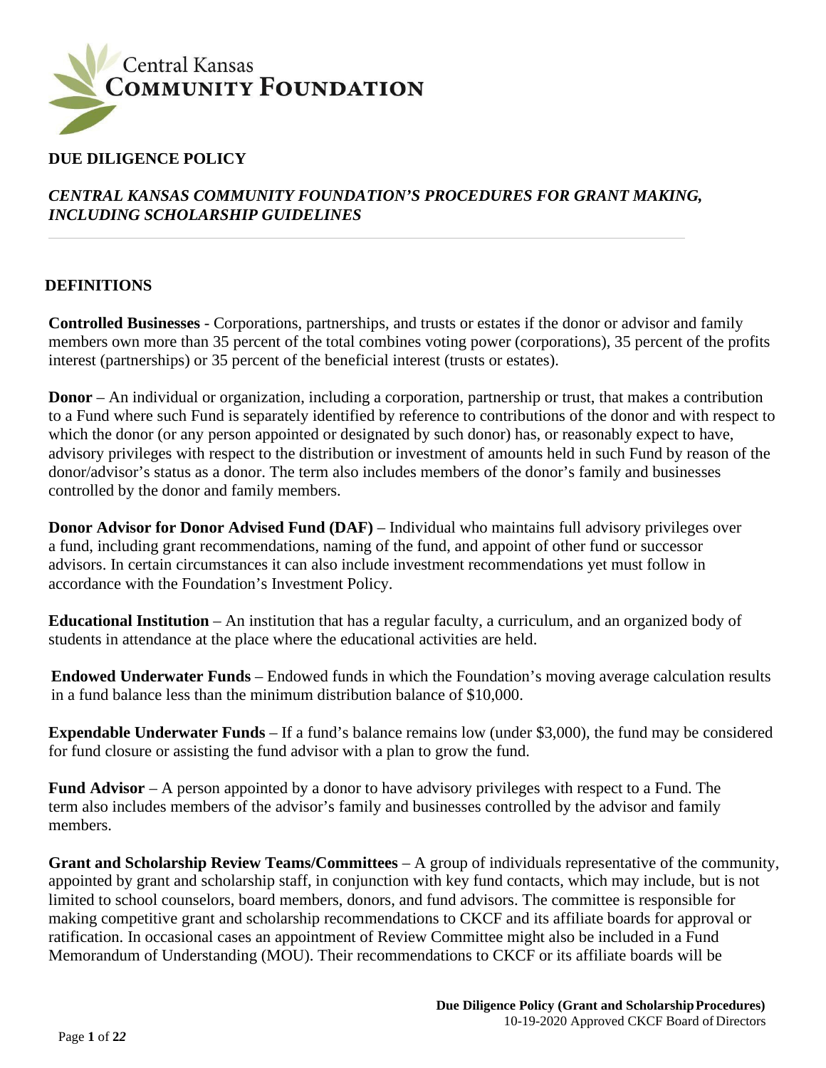Central Kansas
**COMMUNITY FOUNDATION**

## DUE DILIGENCE POLICY

### *CENTRAL KANSAS COMMUNITY FOUNDATION'S PROCEDURES FOR GRANT MAKING, INCLUDING SCHOLARSHIP GUIDELINES*

---

### DEFINITIONS

**Controlled Businesses** - Corporations, partnerships, and trusts or estates if the donor or advisor and family members own more than 35 percent of the total combines voting power (corporations), 35 percent of the profits interest (partnerships) or 35 percent of the beneficial interest (trusts or estates).

**Donor** – An individual or organization, including a corporation, partnership or trust, that makes a contribution to a Fund where such Fund is separately identified by reference to contributions of the donor and with respect to which the donor (or any person appointed or designated by such donor) has, or reasonably expect to have, advisory privileges with respect to the distribution or investment of amounts held in such Fund by reason of the donor/advisor's status as a donor. The term also includes members of the donor's family and businesses controlled by the donor and family members.

**Donor Advisor for Donor Advised Fund (DAF)** – Individual who maintains full advisory privileges over a fund, including grant recommendations, naming of the fund, and appoint of other fund or successor advisors. In certain circumstances it can also include investment recommendations yet must follow in accordance with the Foundation's Investment Policy.

**Educational Institution** – An institution that has a regular faculty, a curriculum, and an organized body of students in attendance at the place where the educational activities are held.

**Endowed Underwater Funds** – Endowed funds in which the Foundation's moving average calculation results in a fund balance less than the minimum distribution balance of $10,000.

**Expendable Underwater Funds** – If a fund's balance remains low (under $3,000), the fund may be considered for fund closure or assisting the fund advisor with a plan to grow the fund.

**Fund Advisor** – A person appointed by a donor to have advisory privileges with respect to a Fund. The term also includes members of the advisor's family and businesses controlled by the advisor and family members.

**Grant and Scholarship Review Teams/Committees** – A group of individuals representative of the community, appointed by grant and scholarship staff, in conjunction with key fund contacts, which may include, but is not limited to school counselors, board members, donors, and fund advisors. The committee is responsible for making competitive grant and scholarship recommendations to CKCF and its affiliate boards for approval or ratification. In occasional cases an appointment of Review Committee might also be included in a Fund Memorandum of Understanding (MOU). Their recommendations to CKCF or its affiliate boards will be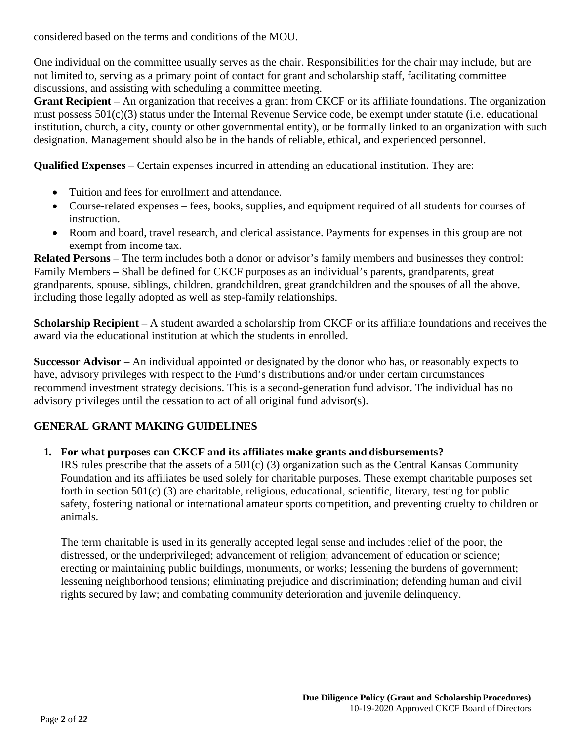considered based on the terms and conditions of the MOU.

One individual on the committee usually serves as the chair. Responsibilities for the chair may include, but are not limited to, serving as a primary point of contact for grant and scholarship staff, facilitating committee discussions, and assisting with scheduling a committee meeting.

**Grant Recipient** – An organization that receives a grant from CKCF or its affiliate foundations. The organization must possess 501(c)(3) status under the Internal Revenue Service code, be exempt under statute (i.e. educational institution, church, a city, county or other governmental entity), or be formally linked to an organization with such designation. Management should also be in the hands of reliable, ethical, and experienced personnel.

**Qualified Expenses** – Certain expenses incurred in attending an educational institution. They are:

- Tuition and fees for enrollment and attendance.
- Course-related expenses – fees, books, supplies, and equipment required of all students for courses of instruction.
- Room and board, travel research, and clerical assistance. Payments for expenses in this group are not exempt from income tax.

**Related Persons** – The term includes both a donor or advisor's family members and businesses they control: Family Members – Shall be defined for CKCF purposes as an individual's parents, grandparents, great grandparents, spouse, siblings, children, grandchildren, great grandchildren and the spouses of all the above, including those legally adopted as well as step-family relationships.

**Scholarship Recipient** – A student awarded a scholarship from CKCF or its affiliate foundations and receives the award via the educational institution at which the students in enrolled.

**Successor Advisor** – An individual appointed or designated by the donor who has, or reasonably expects to have, advisory privileges with respect to the Fund's distributions and/or under certain circumstances recommend investment strategy decisions. This is a second-generation fund advisor. The individual has no advisory privileges until the cessation to act of all original fund advisor(s).

## GENERAL GRANT MAKING GUIDELINES

1. **For what purposes can CKCF and its affiliates make grants and disbursements?**

   IRS rules prescribe that the assets of a 501(c) (3) organization such as the Central Kansas Community Foundation and its affiliates be used solely for charitable purposes. These exempt charitable purposes set forth in section 501(c) (3) are charitable, religious, educational, scientific, literary, testing for public safety, fostering national or international amateur sports competition, and preventing cruelty to children or animals.

   The term charitable is used in its generally accepted legal sense and includes relief of the poor, the distressed, or the underprivileged; advancement of religion; advancement of education or science; erecting or maintaining public buildings, monuments, or works; lessening the burdens of government; lessening neighborhood tensions; eliminating prejudice and discrimination; defending human and civil rights secured by law; and combating community deterioration and juvenile delinquency.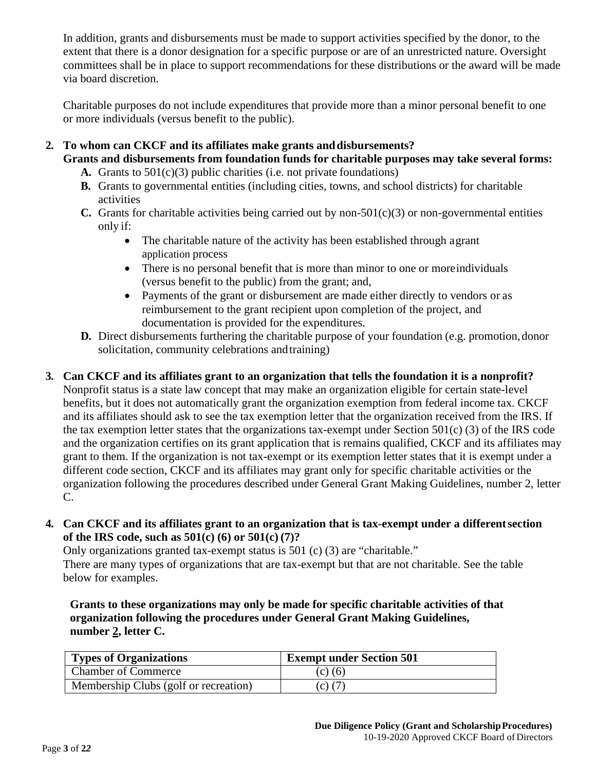In addition, grants and disbursements must be made to support activities specified by the donor, to the extent that there is a donor designation for a specific purpose or are of an unrestricted nature. Oversight committees shall be in place to support recommendations for these distributions or the award will be made via board discretion.

Charitable purposes do not include expenditures that provide more than a minor personal benefit to one or more individuals (versus benefit to the public).

2. **To whom can CKCF and its affiliates make grants and disbursements?**
   **Grants and disbursements from foundation funds for charitable purposes may take several forms:**
   - **A.** Grants to 501(c)(3) public charities (i.e. not private foundations)
   - **B.** Grants to governmental entities (including cities, towns, and school districts) for charitable activities
   - **C.** Grants for charitable activities being carried out by non-501(c)(3) or non-governmental entities only if:
     - The charitable nature of the activity has been established through a grant application process
     - There is no personal benefit that is more than minor to one or more individuals (versus benefit to the public) from the grant; and,
     - Payments of the grant or disbursement are made either directly to vendors or as reimbursement to the grant recipient upon completion of the project, and documentation is provided for the expenditures.
   - **D.** Direct disbursements furthering the charitable purpose of your foundation (e.g. promotion, donor solicitation, community celebrations and training)

3. **Can CKCF and its affiliates grant to an organization that tells the foundation it is a nonprofit?**
   Nonprofit status is a state law concept that may make an organization eligible for certain state-level benefits, but it does not automatically grant the organization exemption from federal income tax. CKCF and its affiliates should ask to see the tax exemption letter that the organization received from the IRS. If the tax exemption letter states that the organizations tax-exempt under Section 501(c) (3) of the IRS code and the organization certifies on its grant application that is remains qualified, CKCF and its affiliates may grant to them. If the organization is not tax-exempt or its exemption letter states that it is exempt under a different code section, CKCF and its affiliates may grant only for specific charitable activities or the organization following the procedures described under General Grant Making Guidelines, number 2, letter C.

4. **Can CKCF and its affiliates grant to an organization that is tax-exempt under a different section of the IRS code, such as 501(c) (6) or 501(c) (7)?**
   Only organizations granted tax-exempt status is 501 (c) (3) are "charitable."
   There are many types of organizations that are tax-exempt but that are not charitable. See the table below for examples.

   **Grants to these organizations may only be made for specific charitable activities of that organization following the procedures under General Grant Making Guidelines, number 2, letter C.**

| Types of Organizations | Exempt under Section 501 |
|---|---|
| Chamber of Commerce | (c) (6) |
| Membership Clubs (golf or recreation) | (c) (7) |

**Due Diligence Policy (Grant and Scholarship Procedures)**
10-19-2020 Approved CKCF Board of Directors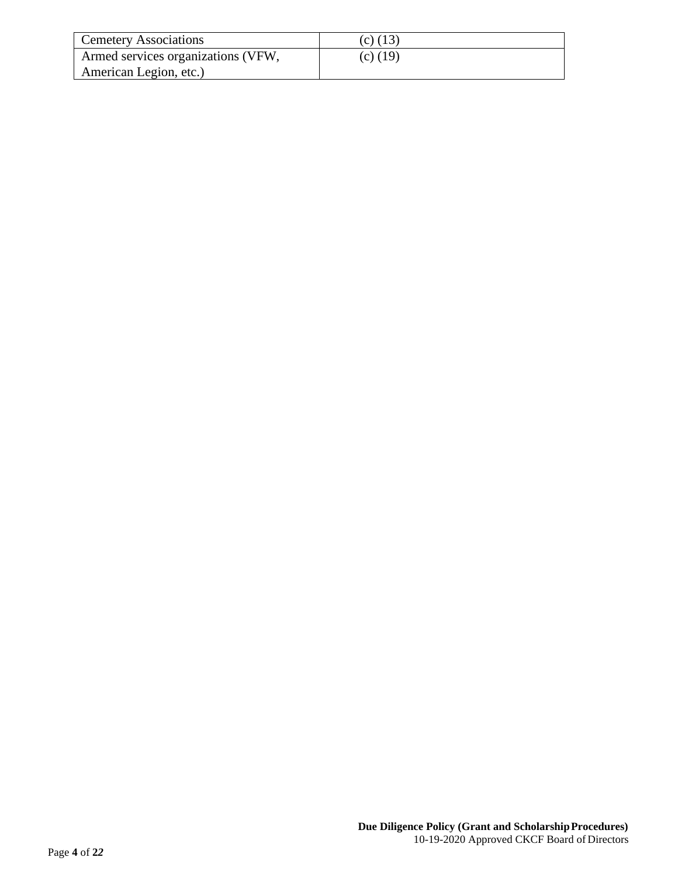| Cemetery Associations | (c) (13) |
| --- | --- |
| Armed services organizations (VFW, American Legion, etc.) | (c) (19) |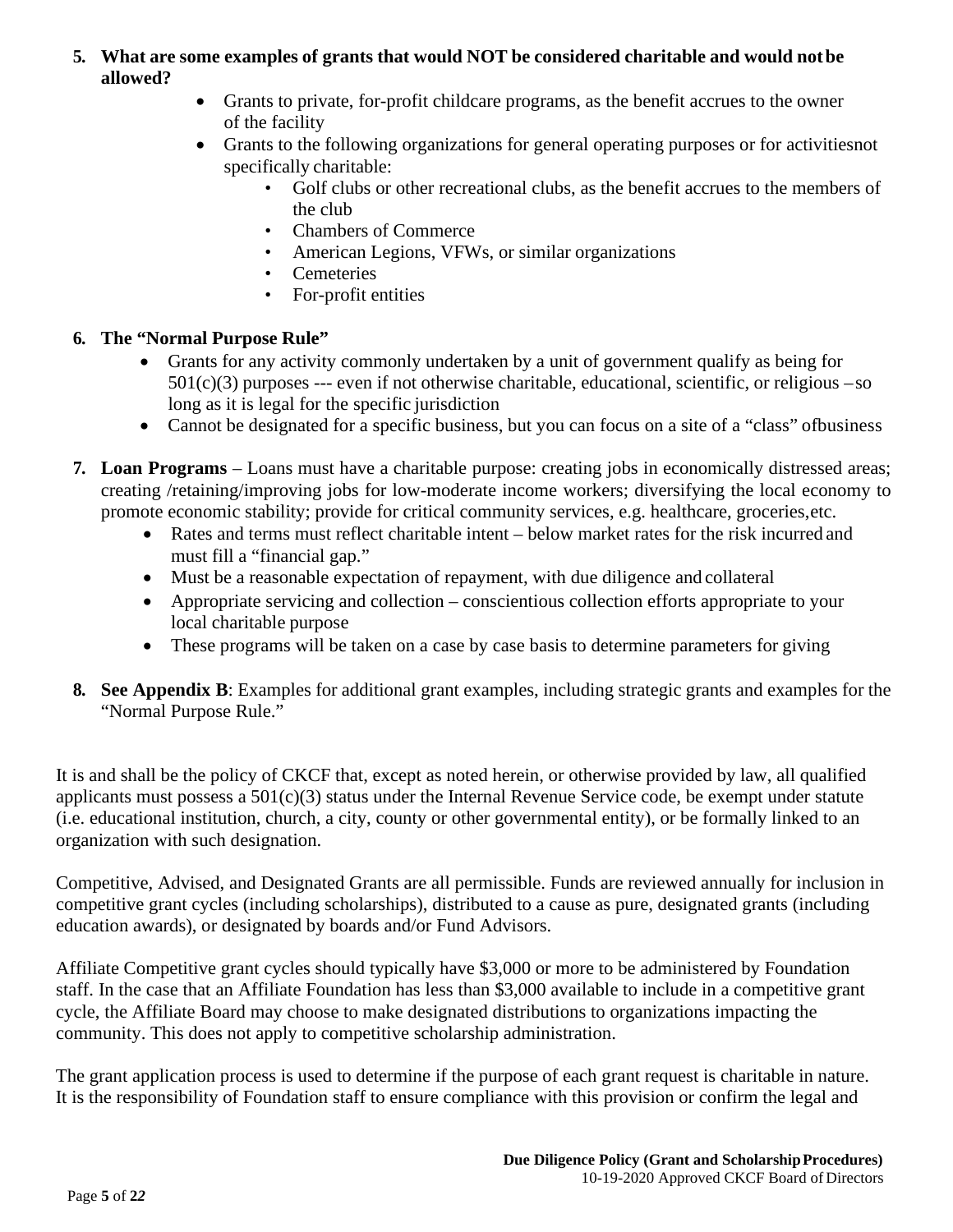5. **What are some examples of grants that would NOT be considered charitable and would not be allowed?**
   - Grants to private, for-profit childcare programs, as the benefit accrues to the owner of the facility
   - Grants to the following organizations for general operating purposes or for activities not specifically charitable:
     - Golf clubs or other recreational clubs, as the benefit accrues to the members of the club
     - Chambers of Commerce
     - American Legions, VFWs, or similar organizations
     - Cemeteries
     - For-profit entities

6. **The "Normal Purpose Rule"**
   - Grants for any activity commonly undertaken by a unit of government qualify as being for 501(c)(3) purposes --- even if not otherwise charitable, educational, scientific, or religious – so long as it is legal for the specific jurisdiction
   - Cannot be designated for a specific business, but you can focus on a site of a "class" of business

7. **Loan Programs** – Loans must have a charitable purpose: creating jobs in economically distressed areas; creating /retaining/improving jobs for low-moderate income workers; diversifying the local economy to promote economic stability; provide for critical community services, e.g. healthcare, groceries, etc.
   - Rates and terms must reflect charitable intent – below market rates for the risk incurred and must fill a "financial gap."
   - Must be a reasonable expectation of repayment, with due diligence and collateral
   - Appropriate servicing and collection – conscientious collection efforts appropriate to your local charitable purpose
   - These programs will be taken on a case by case basis to determine parameters for giving

8. **See Appendix B**: Examples for additional grant examples, including strategic grants and examples for the "Normal Purpose Rule."

It is and shall be the policy of CKCF that, except as noted herein, or otherwise provided by law, all qualified applicants must possess a 501(c)(3) status under the Internal Revenue Service code, be exempt under statute (i.e. educational institution, church, a city, county or other governmental entity), or be formally linked to an organization with such designation.

Competitive, Advised, and Designated Grants are all permissible. Funds are reviewed annually for inclusion in competitive grant cycles (including scholarships), distributed to a cause as pure, designated grants (including education awards), or designated by boards and/or Fund Advisors.

Affiliate Competitive grant cycles should typically have $3,000 or more to be administered by Foundation staff. In the case that an Affiliate Foundation has less than $3,000 available to include in a competitive grant cycle, the Affiliate Board may choose to make designated distributions to organizations impacting the community. This does not apply to competitive scholarship administration.

The grant application process is used to determine if the purpose of each grant request is charitable in nature. It is the responsibility of Foundation staff to ensure compliance with this provision or confirm the legal and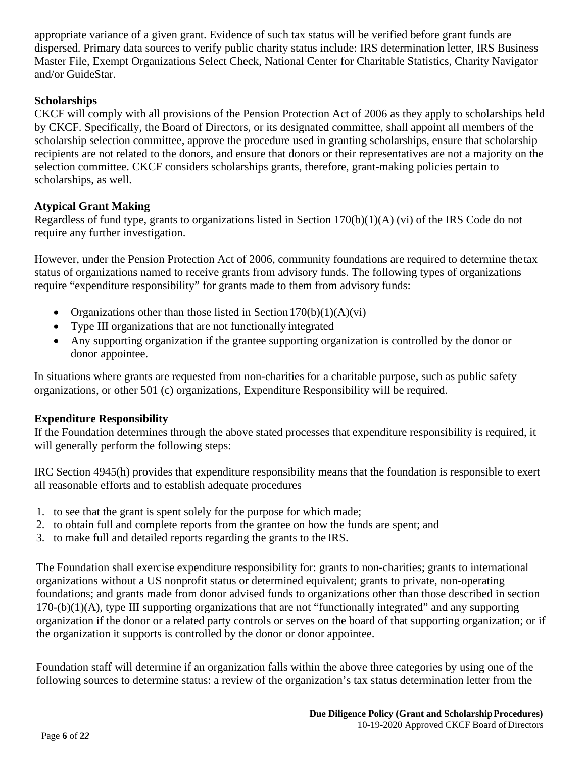appropriate variance of a given grant. Evidence of such tax status will be verified before grant funds are dispersed. Primary data sources to verify public charity status include: IRS determination letter, IRS Business Master File, Exempt Organizations Select Check, National Center for Charitable Statistics, Charity Navigator and/or GuideStar.

**Scholarships**

CKCF will comply with all provisions of the Pension Protection Act of 2006 as they apply to scholarships held by CKCF. Specifically, the Board of Directors, or its designated committee, shall appoint all members of the scholarship selection committee, approve the procedure used in granting scholarships, ensure that scholarship recipients are not related to the donors, and ensure that donors or their representatives are not a majority on the selection committee. CKCF considers scholarships grants, therefore, grant-making policies pertain to scholarships, as well.

**Atypical Grant Making**

Regardless of fund type, grants to organizations listed in Section 170(b)(1)(A) (vi) of the IRS Code do not require any further investigation.

However, under the Pension Protection Act of 2006, community foundations are required to determine thetax status of organizations named to receive grants from advisory funds. The following types of organizations require "expenditure responsibility" for grants made to them from advisory funds:

- Organizations other than those listed in Section 170(b)(1)(A)(vi)
- Type III organizations that are not functionally integrated
- Any supporting organization if the grantee supporting organization is controlled by the donor or donor appointee.

In situations where grants are requested from non-charities for a charitable purpose, such as public safety organizations, or other 501 (c) organizations, Expenditure Responsibility will be required.

**Expenditure Responsibility**

If the Foundation determines through the above stated processes that expenditure responsibility is required, it will generally perform the following steps:

IRC Section 4945(h) provides that expenditure responsibility means that the foundation is responsible to exert all reasonable efforts and to establish adequate procedures

1. to see that the grant is spent solely for the purpose for which made;
2. to obtain full and complete reports from the grantee on how the funds are spent; and
3. to make full and detailed reports regarding the grants to the IRS.

The Foundation shall exercise expenditure responsibility for: grants to non-charities; grants to international organizations without a US nonprofit status or determined equivalent; grants to private, non-operating foundations; and grants made from donor advised funds to organizations other than those described in section 170-(b)(1)(A), type III supporting organizations that are not "functionally integrated" and any supporting organization if the donor or a related party controls or serves on the board of that supporting organization; or if the organization it supports is controlled by the donor or donor appointee.

Foundation staff will determine if an organization falls within the above three categories by using one of the following sources to determine status: a review of the organization's tax status determination letter from the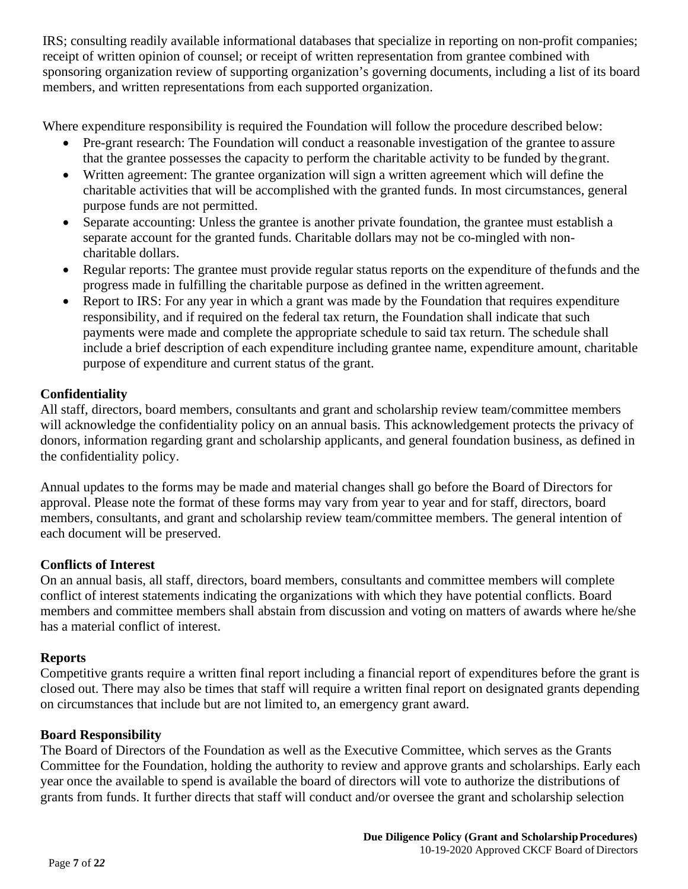IRS; consulting readily available informational databases that specialize in reporting on non-profit companies; receipt of written opinion of counsel; or receipt of written representation from grantee combined with sponsoring organization review of supporting organization's governing documents, including a list of its board members, and written representations from each supported organization.

Where expenditure responsibility is required the Foundation will follow the procedure described below:

- Pre-grant research: The Foundation will conduct a reasonable investigation of the grantee to assure that the grantee possesses the capacity to perform the charitable activity to be funded by the grant.
- Written agreement: The grantee organization will sign a written agreement which will define the charitable activities that will be accomplished with the granted funds. In most circumstances, general purpose funds are not permitted.
- Separate accounting: Unless the grantee is another private foundation, the grantee must establish a separate account for the granted funds. Charitable dollars may not be co-mingled with non-charitable dollars.
- Regular reports: The grantee must provide regular status reports on the expenditure of the funds and the progress made in fulfilling the charitable purpose as defined in the written agreement.
- Report to IRS: For any year in which a grant was made by the Foundation that requires expenditure responsibility, and if required on the federal tax return, the Foundation shall indicate that such payments were made and complete the appropriate schedule to said tax return. The schedule shall include a brief description of each expenditure including grantee name, expenditure amount, charitable purpose of expenditure and current status of the grant.

**Confidentiality**

All staff, directors, board members, consultants and grant and scholarship review team/committee members will acknowledge the confidentiality policy on an annual basis. This acknowledgement protects the privacy of donors, information regarding grant and scholarship applicants, and general foundation business, as defined in the confidentiality policy.

Annual updates to the forms may be made and material changes shall go before the Board of Directors for approval. Please note the format of these forms may vary from year to year and for staff, directors, board members, consultants, and grant and scholarship review team/committee members. The general intention of each document will be preserved.

**Conflicts of Interest**

On an annual basis, all staff, directors, board members, consultants and committee members will complete conflict of interest statements indicating the organizations with which they have potential conflicts. Board members and committee members shall abstain from discussion and voting on matters of awards where he/she has a material conflict of interest.

**Reports**

Competitive grants require a written final report including a financial report of expenditures before the grant is closed out. There may also be times that staff will require a written final report on designated grants depending on circumstances that include but are not limited to, an emergency grant award.

**Board Responsibility**

The Board of Directors of the Foundation as well as the Executive Committee, which serves as the Grants Committee for the Foundation, holding the authority to review and approve grants and scholarships. Early each year once the available to spend is available the board of directors will vote to authorize the distributions of grants from funds. It further directs that staff will conduct and/or oversee the grant and scholarship selection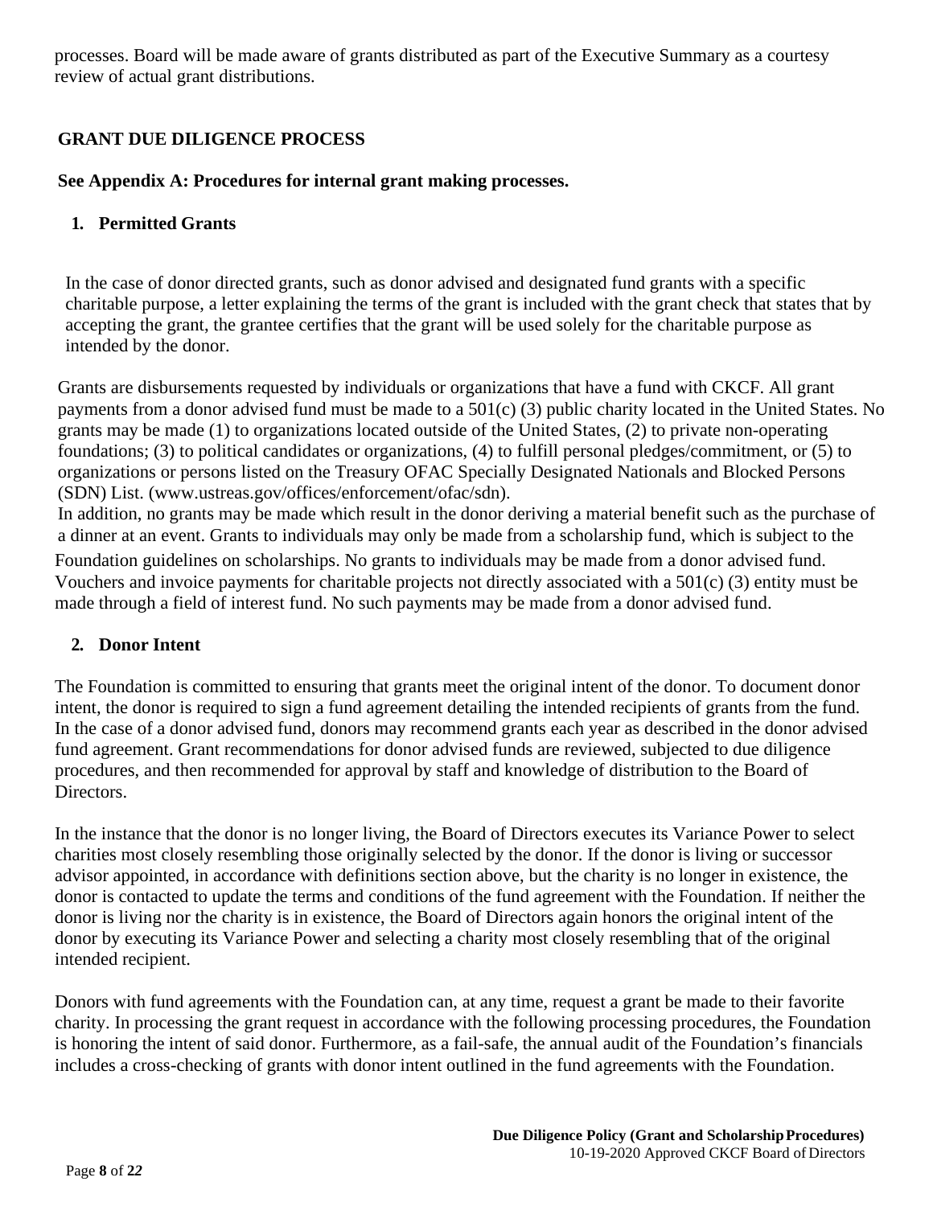processes. Board will be made aware of grants distributed as part of the Executive Summary as a courtesy review of actual grant distributions.

## GRANT DUE DILIGENCE PROCESS

**See Appendix A: Procedures for internal grant making processes.**

### 1. Permitted Grants

In the case of donor directed grants, such as donor advised and designated fund grants with a specific charitable purpose, a letter explaining the terms of the grant is included with the grant check that states that by accepting the grant, the grantee certifies that the grant will be used solely for the charitable purpose as intended by the donor.

Grants are disbursements requested by individuals or organizations that have a fund with CKCF. All grant payments from a donor advised fund must be made to a 501(c) (3) public charity located in the United States. No grants may be made (1) to organizations located outside of the United States, (2) to private non-operating foundations; (3) to political candidates or organizations, (4) to fulfill personal pledges/commitment, or (5) to organizations or persons listed on the Treasury OFAC Specially Designated Nationals and Blocked Persons (SDN) List. (www.ustreas.gov/offices/enforcement/ofac/sdn).
In addition, no grants may be made which result in the donor deriving a material benefit such as the purchase of a dinner at an event. Grants to individuals may only be made from a scholarship fund, which is subject to the Foundation guidelines on scholarships. No grants to individuals may be made from a donor advised fund. Vouchers and invoice payments for charitable projects not directly associated with a 501(c) (3) entity must be made through a field of interest fund. No such payments may be made from a donor advised fund.

### 2. Donor Intent

The Foundation is committed to ensuring that grants meet the original intent of the donor. To document donor intent, the donor is required to sign a fund agreement detailing the intended recipients of grants from the fund. In the case of a donor advised fund, donors may recommend grants each year as described in the donor advised fund agreement. Grant recommendations for donor advised funds are reviewed, subjected to due diligence procedures, and then recommended for approval by staff and knowledge of distribution to the Board of Directors.

In the instance that the donor is no longer living, the Board of Directors executes its Variance Power to select charities most closely resembling those originally selected by the donor. If the donor is living or successor advisor appointed, in accordance with definitions section above, but the charity is no longer in existence, the donor is contacted to update the terms and conditions of the fund agreement with the Foundation. If neither the donor is living nor the charity is in existence, the Board of Directors again honors the original intent of the donor by executing its Variance Power and selecting a charity most closely resembling that of the original intended recipient.

Donors with fund agreements with the Foundation can, at any time, request a grant be made to their favorite charity. In processing the grant request in accordance with the following processing procedures, the Foundation is honoring the intent of said donor. Furthermore, as a fail-safe, the annual audit of the Foundation's financials includes a cross-checking of grants with donor intent outlined in the fund agreements with the Foundation.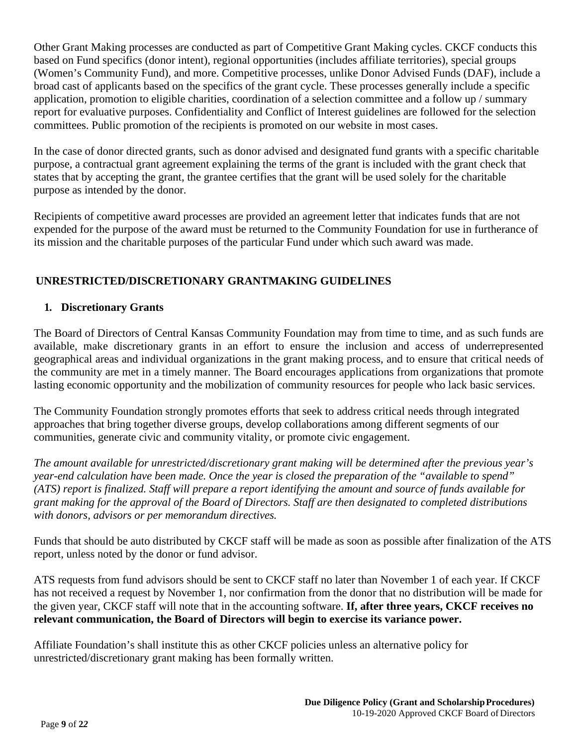Other Grant Making processes are conducted as part of Competitive Grant Making cycles. CKCF conducts this based on Fund specifics (donor intent), regional opportunities (includes affiliate territories), special groups (Women's Community Fund), and more. Competitive processes, unlike Donor Advised Funds (DAF), include a broad cast of applicants based on the specifics of the grant cycle. These processes generally include a specific application, promotion to eligible charities, coordination of a selection committee and a follow up / summary report for evaluative purposes. Confidentiality and Conflict of Interest guidelines are followed for the selection committees. Public promotion of the recipients is promoted on our website in most cases.

In the case of donor directed grants, such as donor advised and designated fund grants with a specific charitable purpose, a contractual grant agreement explaining the terms of the grant is included with the grant check that states that by accepting the grant, the grantee certifies that the grant will be used solely for the charitable purpose as intended by the donor.

Recipients of competitive award processes are provided an agreement letter that indicates funds that are not expended for the purpose of the award must be returned to the Community Foundation for use in furtherance of its mission and the charitable purposes of the particular Fund under which such award was made.

## UNRESTRICTED/DISCRETIONARY GRANTMAKING GUIDELINES

### 1. Discretionary Grants

The Board of Directors of Central Kansas Community Foundation may from time to time, and as such funds are available, make discretionary grants in an effort to ensure the inclusion and access of underrepresented geographical areas and individual organizations in the grant making process, and to ensure that critical needs of the community are met in a timely manner. The Board encourages applications from organizations that promote lasting economic opportunity and the mobilization of community resources for people who lack basic services.

The Community Foundation strongly promotes efforts that seek to address critical needs through integrated approaches that bring together diverse groups, develop collaborations among different segments of our communities, generate civic and community vitality, or promote civic engagement.

*The amount available for unrestricted/discretionary grant making will be determined after the previous year's year-end calculation have been made. Once the year is closed the preparation of the "available to spend" (ATS) report is finalized. Staff will prepare a report identifying the amount and source of funds available for grant making for the approval of the Board of Directors. Staff are then designated to completed distributions with donors, advisors or per memorandum directives.*

Funds that should be auto distributed by CKCF staff will be made as soon as possible after finalization of the ATS report, unless noted by the donor or fund advisor.

ATS requests from fund advisors should be sent to CKCF staff no later than November 1 of each year. If CKCF has not received a request by November 1, nor confirmation from the donor that no distribution will be made for the given year, CKCF staff will note that in the accounting software. **If, after three years, CKCF receives no relevant communication, the Board of Directors will begin to exercise its variance power.**

Affiliate Foundation's shall institute this as other CKCF policies unless an alternative policy for unrestricted/discretionary grant making has been formally written.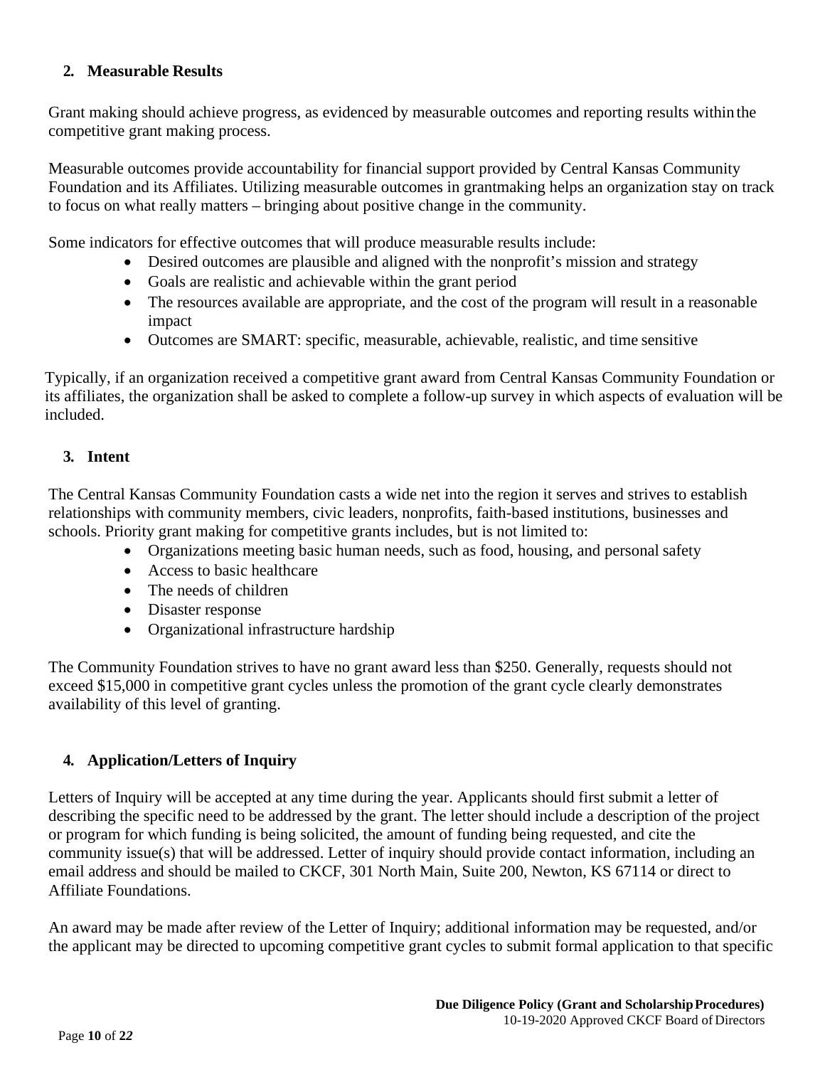## 2. Measurable Results

Grant making should achieve progress, as evidenced by measurable outcomes and reporting results within the competitive grant making process.

Measurable outcomes provide accountability for financial support provided by Central Kansas Community Foundation and its Affiliates. Utilizing measurable outcomes in grantmaking helps an organization stay on track to focus on what really matters – bringing about positive change in the community.

Some indicators for effective outcomes that will produce measurable results include:

- Desired outcomes are plausible and aligned with the nonprofit's mission and strategy
- Goals are realistic and achievable within the grant period
- The resources available are appropriate, and the cost of the program will result in a reasonable impact
- Outcomes are SMART: specific, measurable, achievable, realistic, and time sensitive

Typically, if an organization received a competitive grant award from Central Kansas Community Foundation or its affiliates, the organization shall be asked to complete a follow-up survey in which aspects of evaluation will be included.

## 3. Intent

The Central Kansas Community Foundation casts a wide net into the region it serves and strives to establish relationships with community members, civic leaders, nonprofits, faith-based institutions, businesses and schools. Priority grant making for competitive grants includes, but is not limited to:

- Organizations meeting basic human needs, such as food, housing, and personal safety
- Access to basic healthcare
- The needs of children
- Disaster response
- Organizational infrastructure hardship

The Community Foundation strives to have no grant award less than $250. Generally, requests should not exceed $15,000 in competitive grant cycles unless the promotion of the grant cycle clearly demonstrates availability of this level of granting.

## 4. Application/Letters of Inquiry

Letters of Inquiry will be accepted at any time during the year. Applicants should first submit a letter of describing the specific need to be addressed by the grant. The letter should include a description of the project or program for which funding is being solicited, the amount of funding being requested, and cite the community issue(s) that will be addressed. Letter of inquiry should provide contact information, including an email address and should be mailed to CKCF, 301 North Main, Suite 200, Newton, KS 67114 or direct to Affiliate Foundations.

An award may be made after review of the Letter of Inquiry; additional information may be requested, and/or the applicant may be directed to upcoming competitive grant cycles to submit formal application to that specific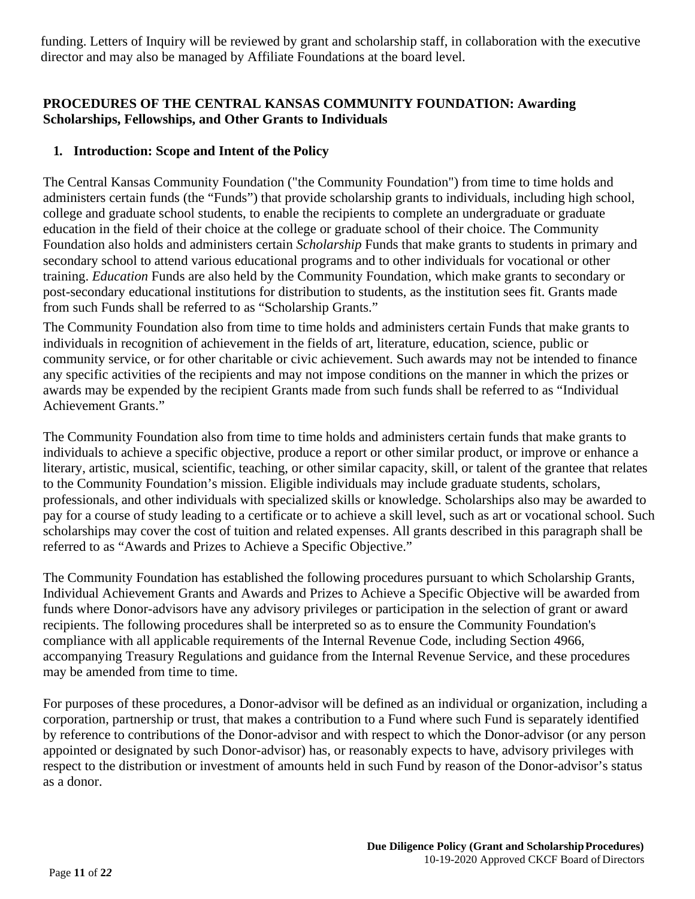funding. Letters of Inquiry will be reviewed by grant and scholarship staff, in collaboration with the executive director and may also be managed by Affiliate Foundations at the board level.

## PROCEDURES OF THE CENTRAL KANSAS COMMUNITY FOUNDATION: Awarding Scholarships, Fellowships, and Other Grants to Individuals

### 1. Introduction: Scope and Intent of the Policy

The Central Kansas Community Foundation ("the Community Foundation") from time to time holds and administers certain funds (the "Funds") that provide scholarship grants to individuals, including high school, college and graduate school students, to enable the recipients to complete an undergraduate or graduate education in the field of their choice at the college or graduate school of their choice. The Community Foundation also holds and administers certain *Scholarship* Funds that make grants to students in primary and secondary school to attend various educational programs and to other individuals for vocational or other training. *Education* Funds are also held by the Community Foundation, which make grants to secondary or post-secondary educational institutions for distribution to students, as the institution sees fit. Grants made from such Funds shall be referred to as "Scholarship Grants."

The Community Foundation also from time to time holds and administers certain Funds that make grants to individuals in recognition of achievement in the fields of art, literature, education, science, public or community service, or for other charitable or civic achievement. Such awards may not be intended to finance any specific activities of the recipients and may not impose conditions on the manner in which the prizes or awards may be expended by the recipient Grants made from such funds shall be referred to as "Individual Achievement Grants."

The Community Foundation also from time to time holds and administers certain funds that make grants to individuals to achieve a specific objective, produce a report or other similar product, or improve or enhance a literary, artistic, musical, scientific, teaching, or other similar capacity, skill, or talent of the grantee that relates to the Community Foundation's mission. Eligible individuals may include graduate students, scholars, professionals, and other individuals with specialized skills or knowledge. Scholarships also may be awarded to pay for a course of study leading to a certificate or to achieve a skill level, such as art or vocational school. Such scholarships may cover the cost of tuition and related expenses. All grants described in this paragraph shall be referred to as "Awards and Prizes to Achieve a Specific Objective."

The Community Foundation has established the following procedures pursuant to which Scholarship Grants, Individual Achievement Grants and Awards and Prizes to Achieve a Specific Objective will be awarded from funds where Donor-advisors have any advisory privileges or participation in the selection of grant or award recipients. The following procedures shall be interpreted so as to ensure the Community Foundation's compliance with all applicable requirements of the Internal Revenue Code, including Section 4966, accompanying Treasury Regulations and guidance from the Internal Revenue Service, and these procedures may be amended from time to time.

For purposes of these procedures, a Donor-advisor will be defined as an individual or organization, including a corporation, partnership or trust, that makes a contribution to a Fund where such Fund is separately identified by reference to contributions of the Donor-advisor and with respect to which the Donor-advisor (or any person appointed or designated by such Donor-advisor) has, or reasonably expects to have, advisory privileges with respect to the distribution or investment of amounts held in such Fund by reason of the Donor-advisor's status as a donor.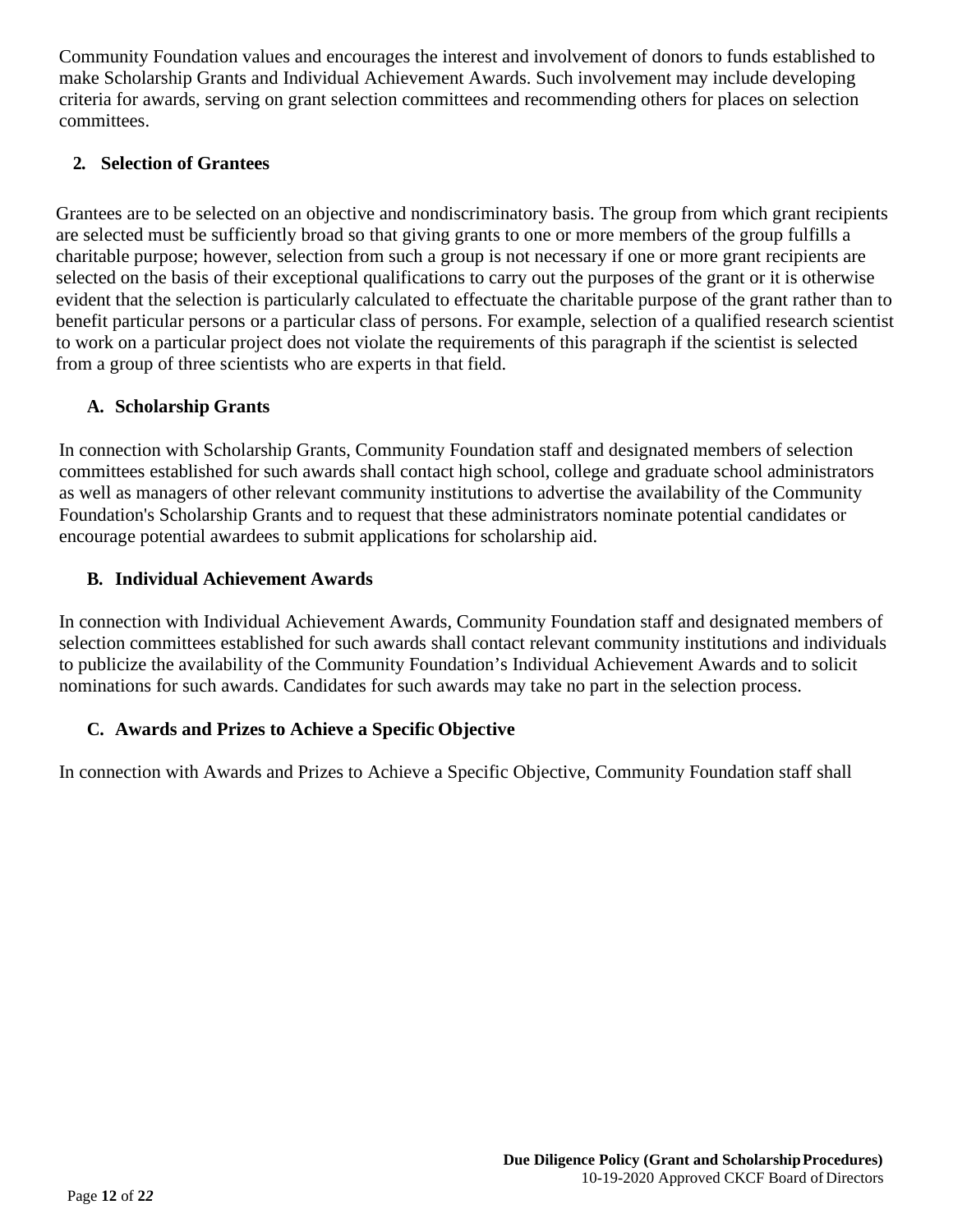Community Foundation values and encourages the interest and involvement of donors to funds established to make Scholarship Grants and Individual Achievement Awards. Such involvement may include developing criteria for awards, serving on grant selection committees and recommending others for places on selection committees.

## 2. Selection of Grantees

Grantees are to be selected on an objective and nondiscriminatory basis. The group from which grant recipients are selected must be sufficiently broad so that giving grants to one or more members of the group fulfills a charitable purpose; however, selection from such a group is not necessary if one or more grant recipients are selected on the basis of their exceptional qualifications to carry out the purposes of the grant or it is otherwise evident that the selection is particularly calculated to effectuate the charitable purpose of the grant rather than to benefit particular persons or a particular class of persons. For example, selection of a qualified research scientist to work on a particular project does not violate the requirements of this paragraph if the scientist is selected from a group of three scientists who are experts in that field.

### A. Scholarship Grants

In connection with Scholarship Grants, Community Foundation staff and designated members of selection committees established for such awards shall contact high school, college and graduate school administrators as well as managers of other relevant community institutions to advertise the availability of the Community Foundation's Scholarship Grants and to request that these administrators nominate potential candidates or encourage potential awardees to submit applications for scholarship aid.

### B. Individual Achievement Awards

In connection with Individual Achievement Awards, Community Foundation staff and designated members of selection committees established for such awards shall contact relevant community institutions and individuals to publicize the availability of the Community Foundation's Individual Achievement Awards and to solicit nominations for such awards. Candidates for such awards may take no part in the selection process.

### C. Awards and Prizes to Achieve a Specific Objective

In connection with Awards and Prizes to Achieve a Specific Objective, Community Foundation staff shall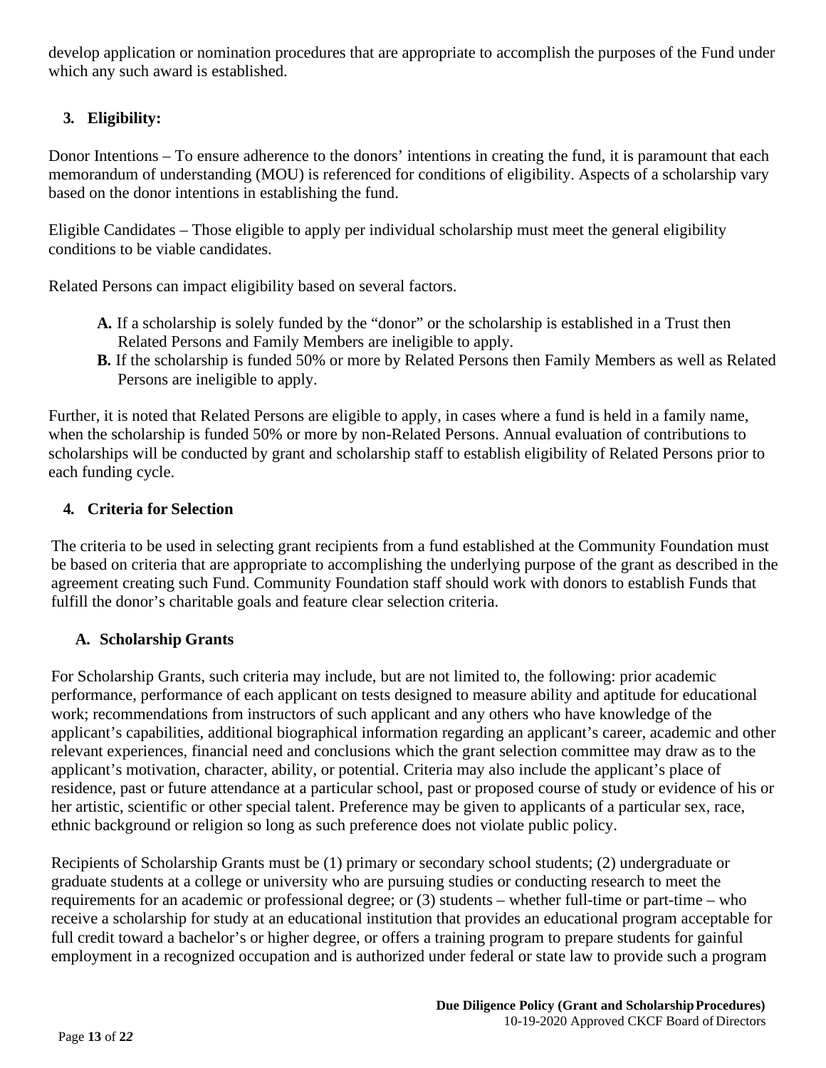develop application or nomination procedures that are appropriate to accomplish the purposes of the Fund under which any such award is established.

### 3. Eligibility:

Donor Intentions – To ensure adherence to the donors' intentions in creating the fund, it is paramount that each memorandum of understanding (MOU) is referenced for conditions of eligibility. Aspects of a scholarship vary based on the donor intentions in establishing the fund.

Eligible Candidates – Those eligible to apply per individual scholarship must meet the general eligibility conditions to be viable candidates.

Related Persons can impact eligibility based on several factors.

- **A.** If a scholarship is solely funded by the "donor" or the scholarship is established in a Trust then Related Persons and Family Members are ineligible to apply.
- **B.** If the scholarship is funded 50% or more by Related Persons then Family Members as well as Related Persons are ineligible to apply.

Further, it is noted that Related Persons are eligible to apply, in cases where a fund is held in a family name, when the scholarship is funded 50% or more by non-Related Persons. Annual evaluation of contributions to scholarships will be conducted by grant and scholarship staff to establish eligibility of Related Persons prior to each funding cycle.

### 4. Criteria for Selection

The criteria to be used in selecting grant recipients from a fund established at the Community Foundation must be based on criteria that are appropriate to accomplishing the underlying purpose of the grant as described in the agreement creating such Fund. Community Foundation staff should work with donors to establish Funds that fulfill the donor's charitable goals and feature clear selection criteria.

#### A. Scholarship Grants

For Scholarship Grants, such criteria may include, but are not limited to, the following: prior academic performance, performance of each applicant on tests designed to measure ability and aptitude for educational work; recommendations from instructors of such applicant and any others who have knowledge of the applicant's capabilities, additional biographical information regarding an applicant's career, academic and other relevant experiences, financial need and conclusions which the grant selection committee may draw as to the applicant's motivation, character, ability, or potential. Criteria may also include the applicant's place of residence, past or future attendance at a particular school, past or proposed course of study or evidence of his or her artistic, scientific or other special talent. Preference may be given to applicants of a particular sex, race, ethnic background or religion so long as such preference does not violate public policy.

Recipients of Scholarship Grants must be (1) primary or secondary school students; (2) undergraduate or graduate students at a college or university who are pursuing studies or conducting research to meet the requirements for an academic or professional degree; or (3) students – whether full-time or part-time – who receive a scholarship for study at an educational institution that provides an educational program acceptable for full credit toward a bachelor's or higher degree, or offers a training program to prepare students for gainful employment in a recognized occupation and is authorized under federal or state law to provide such a program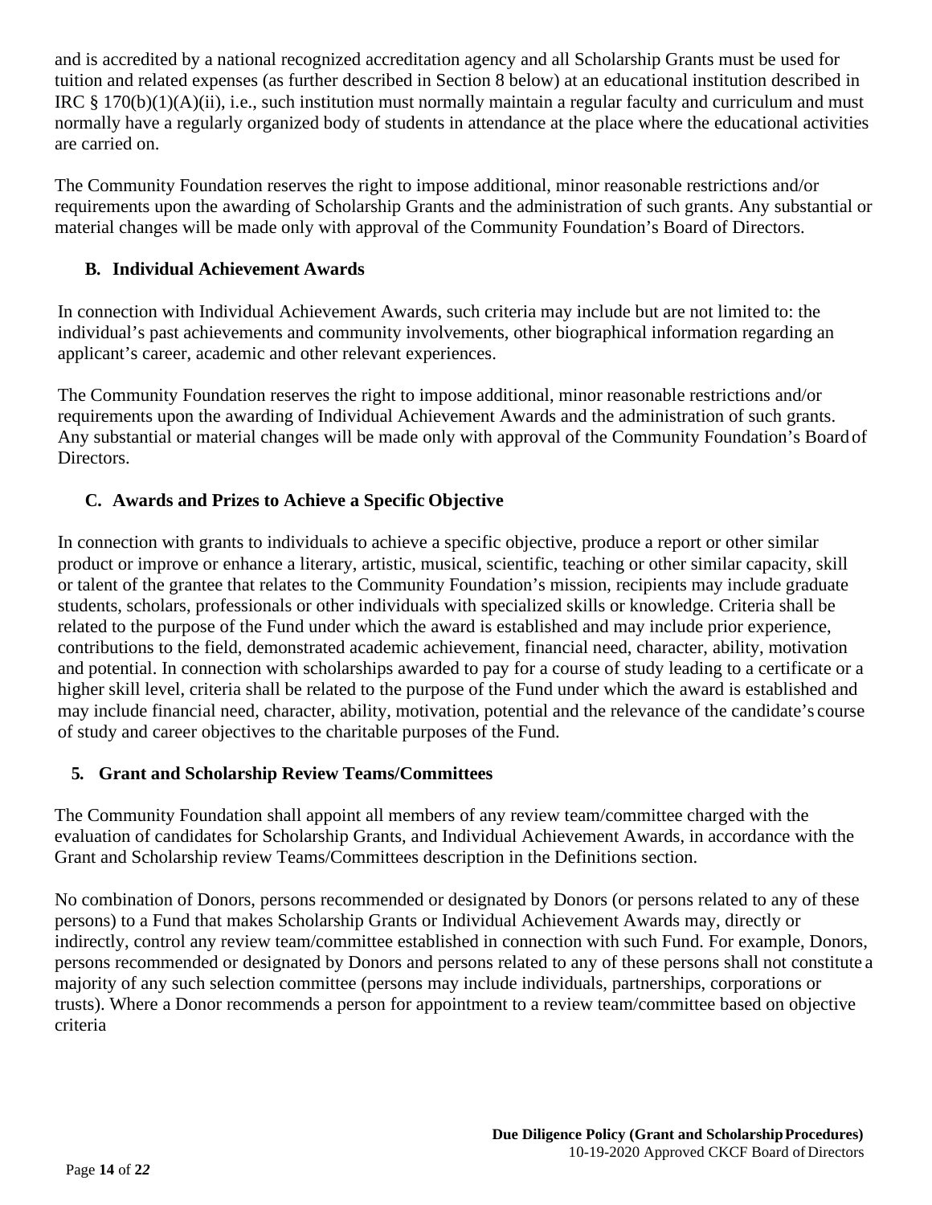and is accredited by a national recognized accreditation agency and all Scholarship Grants must be used for tuition and related expenses (as further described in Section 8 below) at an educational institution described in IRC § 170(b)(1)(A)(ii), i.e., such institution must normally maintain a regular faculty and curriculum and must normally have a regularly organized body of students in attendance at the place where the educational activities are carried on.

The Community Foundation reserves the right to impose additional, minor reasonable restrictions and/or requirements upon the awarding of Scholarship Grants and the administration of such grants. Any substantial or material changes will be made only with approval of the Community Foundation's Board of Directors.

### B. Individual Achievement Awards

In connection with Individual Achievement Awards, such criteria may include but are not limited to: the individual's past achievements and community involvements, other biographical information regarding an applicant's career, academic and other relevant experiences.

The Community Foundation reserves the right to impose additional, minor reasonable restrictions and/or requirements upon the awarding of Individual Achievement Awards and the administration of such grants. Any substantial or material changes will be made only with approval of the Community Foundation's Board of Directors.

### C. Awards and Prizes to Achieve a Specific Objective

In connection with grants to individuals to achieve a specific objective, produce a report or other similar product or improve or enhance a literary, artistic, musical, scientific, teaching or other similar capacity, skill or talent of the grantee that relates to the Community Foundation's mission, recipients may include graduate students, scholars, professionals or other individuals with specialized skills or knowledge. Criteria shall be related to the purpose of the Fund under which the award is established and may include prior experience, contributions to the field, demonstrated academic achievement, financial need, character, ability, motivation and potential. In connection with scholarships awarded to pay for a course of study leading to a certificate or a higher skill level, criteria shall be related to the purpose of the Fund under which the award is established and may include financial need, character, ability, motivation, potential and the relevance of the candidate's course of study and career objectives to the charitable purposes of the Fund.

## 5. Grant and Scholarship Review Teams/Committees

The Community Foundation shall appoint all members of any review team/committee charged with the evaluation of candidates for Scholarship Grants, and Individual Achievement Awards, in accordance with the Grant and Scholarship review Teams/Committees description in the Definitions section.

No combination of Donors, persons recommended or designated by Donors (or persons related to any of these persons) to a Fund that makes Scholarship Grants or Individual Achievement Awards may, directly or indirectly, control any review team/committee established in connection with such Fund. For example, Donors, persons recommended or designated by Donors and persons related to any of these persons shall not constitute a majority of any such selection committee (persons may include individuals, partnerships, corporations or trusts). Where a Donor recommends a person for appointment to a review team/committee based on objective criteria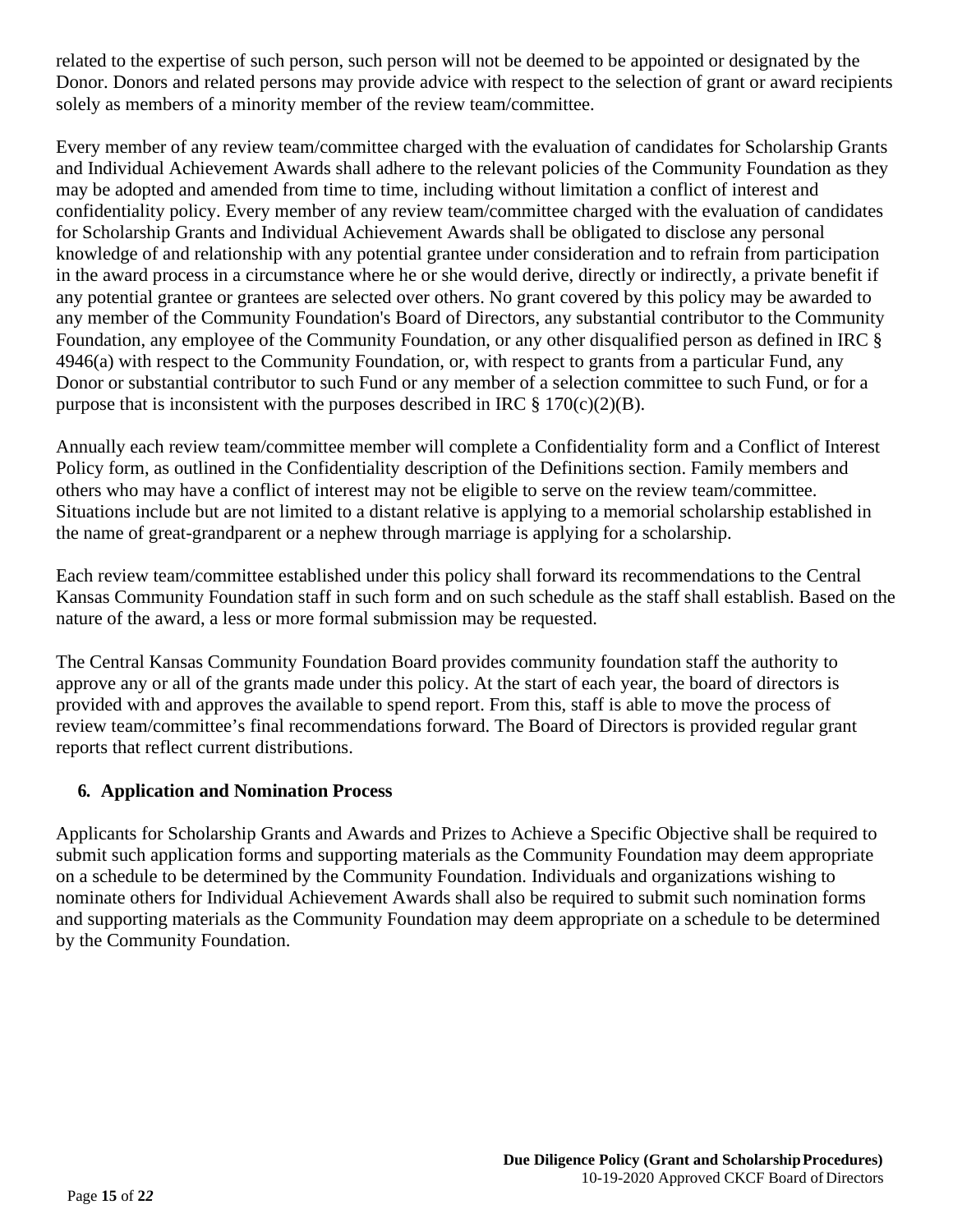related to the expertise of such person, such person will not be deemed to be appointed or designated by the Donor. Donors and related persons may provide advice with respect to the selection of grant or award recipients solely as members of a minority member of the review team/committee.

Every member of any review team/committee charged with the evaluation of candidates for Scholarship Grants and Individual Achievement Awards shall adhere to the relevant policies of the Community Foundation as they may be adopted and amended from time to time, including without limitation a conflict of interest and confidentiality policy. Every member of any review team/committee charged with the evaluation of candidates for Scholarship Grants and Individual Achievement Awards shall be obligated to disclose any personal knowledge of and relationship with any potential grantee under consideration and to refrain from participation in the award process in a circumstance where he or she would derive, directly or indirectly, a private benefit if any potential grantee or grantees are selected over others. No grant covered by this policy may be awarded to any member of the Community Foundation's Board of Directors, any substantial contributor to the Community Foundation, any employee of the Community Foundation, or any other disqualified person as defined in IRC § 4946(a) with respect to the Community Foundation, or, with respect to grants from a particular Fund, any Donor or substantial contributor to such Fund or any member of a selection committee to such Fund, or for a purpose that is inconsistent with the purposes described in IRC § 170(c)(2)(B).

Annually each review team/committee member will complete a Confidentiality form and a Conflict of Interest Policy form, as outlined in the Confidentiality description of the Definitions section. Family members and others who may have a conflict of interest may not be eligible to serve on the review team/committee. Situations include but are not limited to a distant relative is applying to a memorial scholarship established in the name of great-grandparent or a nephew through marriage is applying for a scholarship.

Each review team/committee established under this policy shall forward its recommendations to the Central Kansas Community Foundation staff in such form and on such schedule as the staff shall establish. Based on the nature of the award, a less or more formal submission may be requested.

The Central Kansas Community Foundation Board provides community foundation staff the authority to approve any or all of the grants made under this policy. At the start of each year, the board of directors is provided with and approves the available to spend report. From this, staff is able to move the process of review team/committee's final recommendations forward. The Board of Directors is provided regular grant reports that reflect current distributions.

## 6. Application and Nomination Process

Applicants for Scholarship Grants and Awards and Prizes to Achieve a Specific Objective shall be required to submit such application forms and supporting materials as the Community Foundation may deem appropriate on a schedule to be determined by the Community Foundation. Individuals and organizations wishing to nominate others for Individual Achievement Awards shall also be required to submit such nomination forms and supporting materials as the Community Foundation may deem appropriate on a schedule to be determined by the Community Foundation.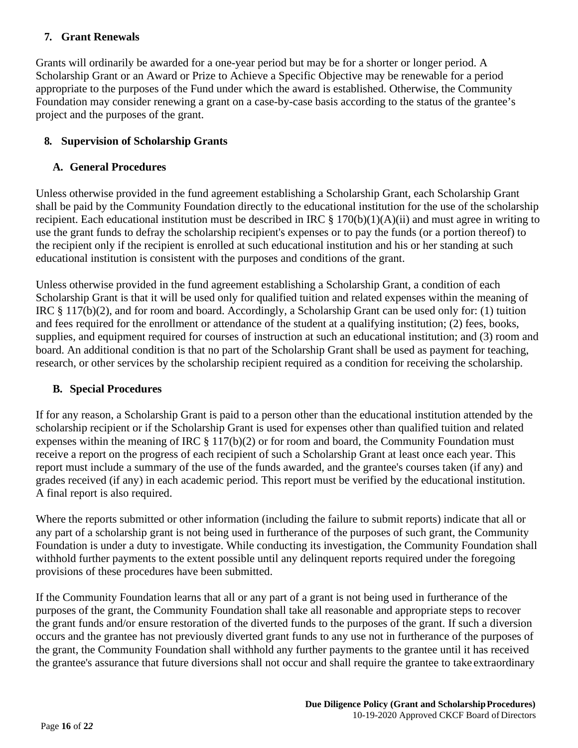## 7. Grant Renewals

Grants will ordinarily be awarded for a one-year period but may be for a shorter or longer period. A Scholarship Grant or an Award or Prize to Achieve a Specific Objective may be renewable for a period appropriate to the purposes of the Fund under which the award is established. Otherwise, the Community Foundation may consider renewing a grant on a case-by-case basis according to the status of the grantee's project and the purposes of the grant.

## 8. Supervision of Scholarship Grants

### A. General Procedures

Unless otherwise provided in the fund agreement establishing a Scholarship Grant, each Scholarship Grant shall be paid by the Community Foundation directly to the educational institution for the use of the scholarship recipient. Each educational institution must be described in IRC § 170(b)(1)(A)(ii) and must agree in writing to use the grant funds to defray the scholarship recipient's expenses or to pay the funds (or a portion thereof) to the recipient only if the recipient is enrolled at such educational institution and his or her standing at such educational institution is consistent with the purposes and conditions of the grant.

Unless otherwise provided in the fund agreement establishing a Scholarship Grant, a condition of each Scholarship Grant is that it will be used only for qualified tuition and related expenses within the meaning of IRC § 117(b)(2), and for room and board. Accordingly, a Scholarship Grant can be used only for: (1) tuition and fees required for the enrollment or attendance of the student at a qualifying institution; (2) fees, books, supplies, and equipment required for courses of instruction at such an educational institution; and (3) room and board. An additional condition is that no part of the Scholarship Grant shall be used as payment for teaching, research, or other services by the scholarship recipient required as a condition for receiving the scholarship.

### B. Special Procedures

If for any reason, a Scholarship Grant is paid to a person other than the educational institution attended by the scholarship recipient or if the Scholarship Grant is used for expenses other than qualified tuition and related expenses within the meaning of IRC § 117(b)(2) or for room and board, the Community Foundation must receive a report on the progress of each recipient of such a Scholarship Grant at least once each year. This report must include a summary of the use of the funds awarded, and the grantee's courses taken (if any) and grades received (if any) in each academic period. This report must be verified by the educational institution. A final report is also required.

Where the reports submitted or other information (including the failure to submit reports) indicate that all or any part of a scholarship grant is not being used in furtherance of the purposes of such grant, the Community Foundation is under a duty to investigate. While conducting its investigation, the Community Foundation shall withhold further payments to the extent possible until any delinquent reports required under the foregoing provisions of these procedures have been submitted.

If the Community Foundation learns that all or any part of a grant is not being used in furtherance of the purposes of the grant, the Community Foundation shall take all reasonable and appropriate steps to recover the grant funds and/or ensure restoration of the diverted funds to the purposes of the grant. If such a diversion occurs and the grantee has not previously diverted grant funds to any use not in furtherance of the purposes of the grant, the Community Foundation shall withhold any further payments to the grantee until it has received the grantee's assurance that future diversions shall not occur and shall require the grantee to take extraordinary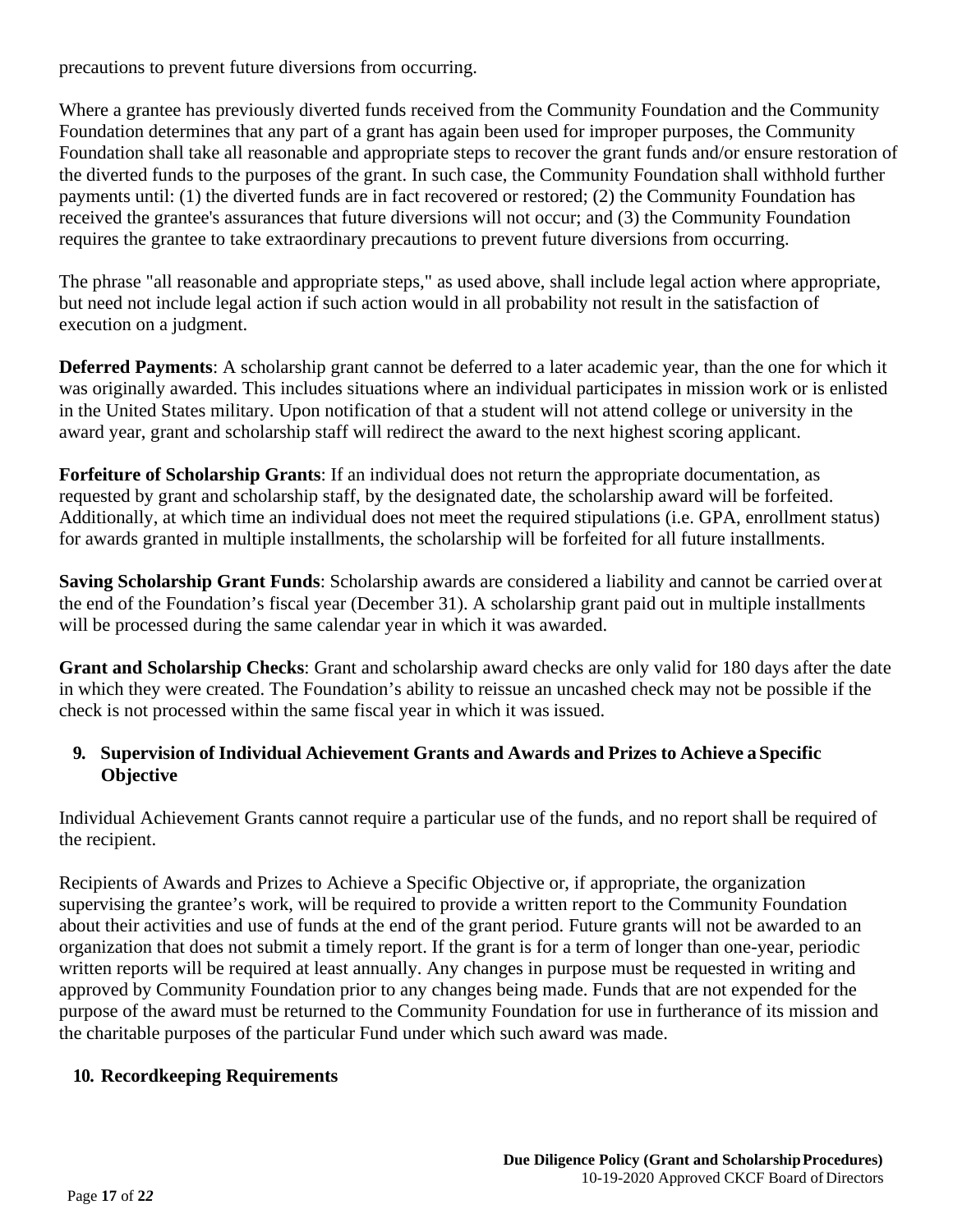precautions to prevent future diversions from occurring.

Where a grantee has previously diverted funds received from the Community Foundation and the Community Foundation determines that any part of a grant has again been used for improper purposes, the Community Foundation shall take all reasonable and appropriate steps to recover the grant funds and/or ensure restoration of the diverted funds to the purposes of the grant. In such case, the Community Foundation shall withhold further payments until: (1) the diverted funds are in fact recovered or restored; (2) the Community Foundation has received the grantee's assurances that future diversions will not occur; and (3) the Community Foundation requires the grantee to take extraordinary precautions to prevent future diversions from occurring.

The phrase "all reasonable and appropriate steps," as used above, shall include legal action where appropriate, but need not include legal action if such action would in all probability not result in the satisfaction of execution on a judgment.

**Deferred Payments**: A scholarship grant cannot be deferred to a later academic year, than the one for which it was originally awarded. This includes situations where an individual participates in mission work or is enlisted in the United States military. Upon notification of that a student will not attend college or university in the award year, grant and scholarship staff will redirect the award to the next highest scoring applicant.

**Forfeiture of Scholarship Grants**: If an individual does not return the appropriate documentation, as requested by grant and scholarship staff, by the designated date, the scholarship award will be forfeited. Additionally, at which time an individual does not meet the required stipulations (i.e. GPA, enrollment status) for awards granted in multiple installments, the scholarship will be forfeited for all future installments.

**Saving Scholarship Grant Funds**: Scholarship awards are considered a liability and cannot be carried over at the end of the Foundation's fiscal year (December 31). A scholarship grant paid out in multiple installments will be processed during the same calendar year in which it was awarded.

**Grant and Scholarship Checks**: Grant and scholarship award checks are only valid for 180 days after the date in which they were created. The Foundation's ability to reissue an uncashed check may not be possible if the check is not processed within the same fiscal year in which it was issued.

## 9. Supervision of Individual Achievement Grants and Awards and Prizes to Achieve a Specific Objective

Individual Achievement Grants cannot require a particular use of the funds, and no report shall be required of the recipient.

Recipients of Awards and Prizes to Achieve a Specific Objective or, if appropriate, the organization supervising the grantee's work, will be required to provide a written report to the Community Foundation about their activities and use of funds at the end of the grant period. Future grants will not be awarded to an organization that does not submit a timely report. If the grant is for a term of longer than one-year, periodic written reports will be required at least annually. Any changes in purpose must be requested in writing and approved by Community Foundation prior to any changes being made. Funds that are not expended for the purpose of the award must be returned to the Community Foundation for use in furtherance of its mission and the charitable purposes of the particular Fund under which such award was made.

## 10. Recordkeeping Requirements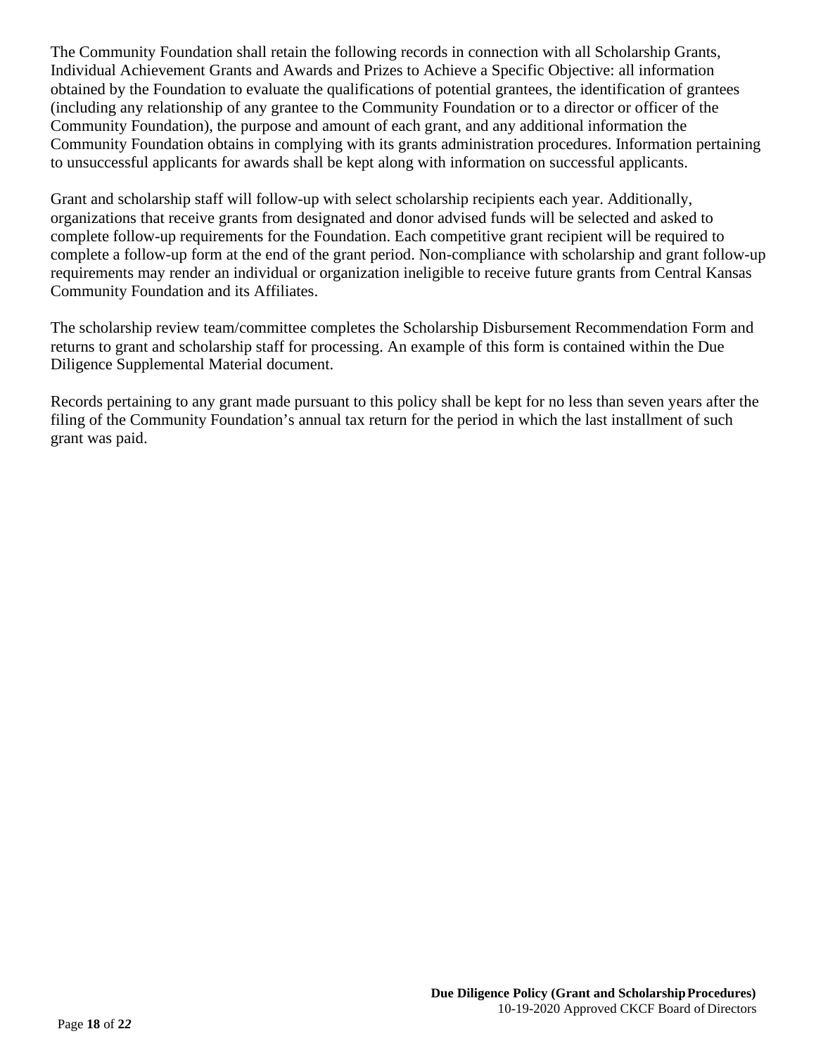The Community Foundation shall retain the following records in connection with all Scholarship Grants, Individual Achievement Grants and Awards and Prizes to Achieve a Specific Objective: all information obtained by the Foundation to evaluate the qualifications of potential grantees, the identification of grantees (including any relationship of any grantee to the Community Foundation or to a director or officer of the Community Foundation), the purpose and amount of each grant, and any additional information the Community Foundation obtains in complying with its grants administration procedures. Information pertaining to unsuccessful applicants for awards shall be kept along with information on successful applicants.

Grant and scholarship staff will follow-up with select scholarship recipients each year. Additionally, organizations that receive grants from designated and donor advised funds will be selected and asked to complete follow-up requirements for the Foundation. Each competitive grant recipient will be required to complete a follow-up form at the end of the grant period. Non-compliance with scholarship and grant follow-up requirements may render an individual or organization ineligible to receive future grants from Central Kansas Community Foundation and its Affiliates.

The scholarship review team/committee completes the Scholarship Disbursement Recommendation Form and returns to grant and scholarship staff for processing. An example of this form is contained within the Due Diligence Supplemental Material document.

Records pertaining to any grant made pursuant to this policy shall be kept for no less than seven years after the filing of the Community Foundation's annual tax return for the period in which the last installment of such grant was paid.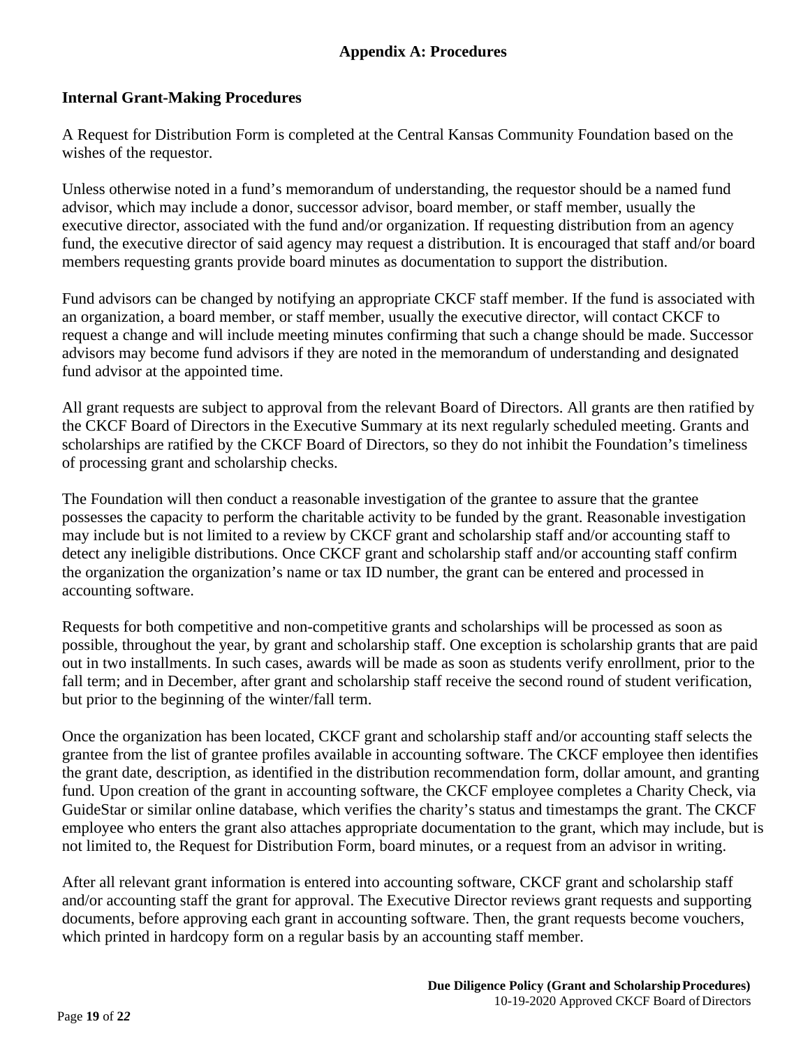# Appendix A: Procedures

## Internal Grant-Making Procedures

A Request for Distribution Form is completed at the Central Kansas Community Foundation based on the wishes of the requestor.

Unless otherwise noted in a fund's memorandum of understanding, the requestor should be a named fund advisor, which may include a donor, successor advisor, board member, or staff member, usually the executive director, associated with the fund and/or organization. If requesting distribution from an agency fund, the executive director of said agency may request a distribution. It is encouraged that staff and/or board members requesting grants provide board minutes as documentation to support the distribution.

Fund advisors can be changed by notifying an appropriate CKCF staff member. If the fund is associated with an organization, a board member, or staff member, usually the executive director, will contact CKCF to request a change and will include meeting minutes confirming that such a change should be made. Successor advisors may become fund advisors if they are noted in the memorandum of understanding and designated fund advisor at the appointed time.

All grant requests are subject to approval from the relevant Board of Directors. All grants are then ratified by the CKCF Board of Directors in the Executive Summary at its next regularly scheduled meeting. Grants and scholarships are ratified by the CKCF Board of Directors, so they do not inhibit the Foundation's timeliness of processing grant and scholarship checks.

The Foundation will then conduct a reasonable investigation of the grantee to assure that the grantee possesses the capacity to perform the charitable activity to be funded by the grant. Reasonable investigation may include but is not limited to a review by CKCF grant and scholarship staff and/or accounting staff to detect any ineligible distributions. Once CKCF grant and scholarship staff and/or accounting staff confirm the organization the organization's name or tax ID number, the grant can be entered and processed in accounting software.

Requests for both competitive and non-competitive grants and scholarships will be processed as soon as possible, throughout the year, by grant and scholarship staff. One exception is scholarship grants that are paid out in two installments. In such cases, awards will be made as soon as students verify enrollment, prior to the fall term; and in December, after grant and scholarship staff receive the second round of student verification, but prior to the beginning of the winter/fall term.

Once the organization has been located, CKCF grant and scholarship staff and/or accounting staff selects the grantee from the list of grantee profiles available in accounting software. The CKCF employee then identifies the grant date, description, as identified in the distribution recommendation form, dollar amount, and granting fund. Upon creation of the grant in accounting software, the CKCF employee completes a Charity Check, via GuideStar or similar online database, which verifies the charity's status and timestamps the grant. The CKCF employee who enters the grant also attaches appropriate documentation to the grant, which may include, but is not limited to, the Request for Distribution Form, board minutes, or a request from an advisor in writing.

After all relevant grant information is entered into accounting software, CKCF grant and scholarship staff and/or accounting staff the grant for approval. The Executive Director reviews grant requests and supporting documents, before approving each grant in accounting software. Then, the grant requests become vouchers, which printed in hardcopy form on a regular basis by an accounting staff member.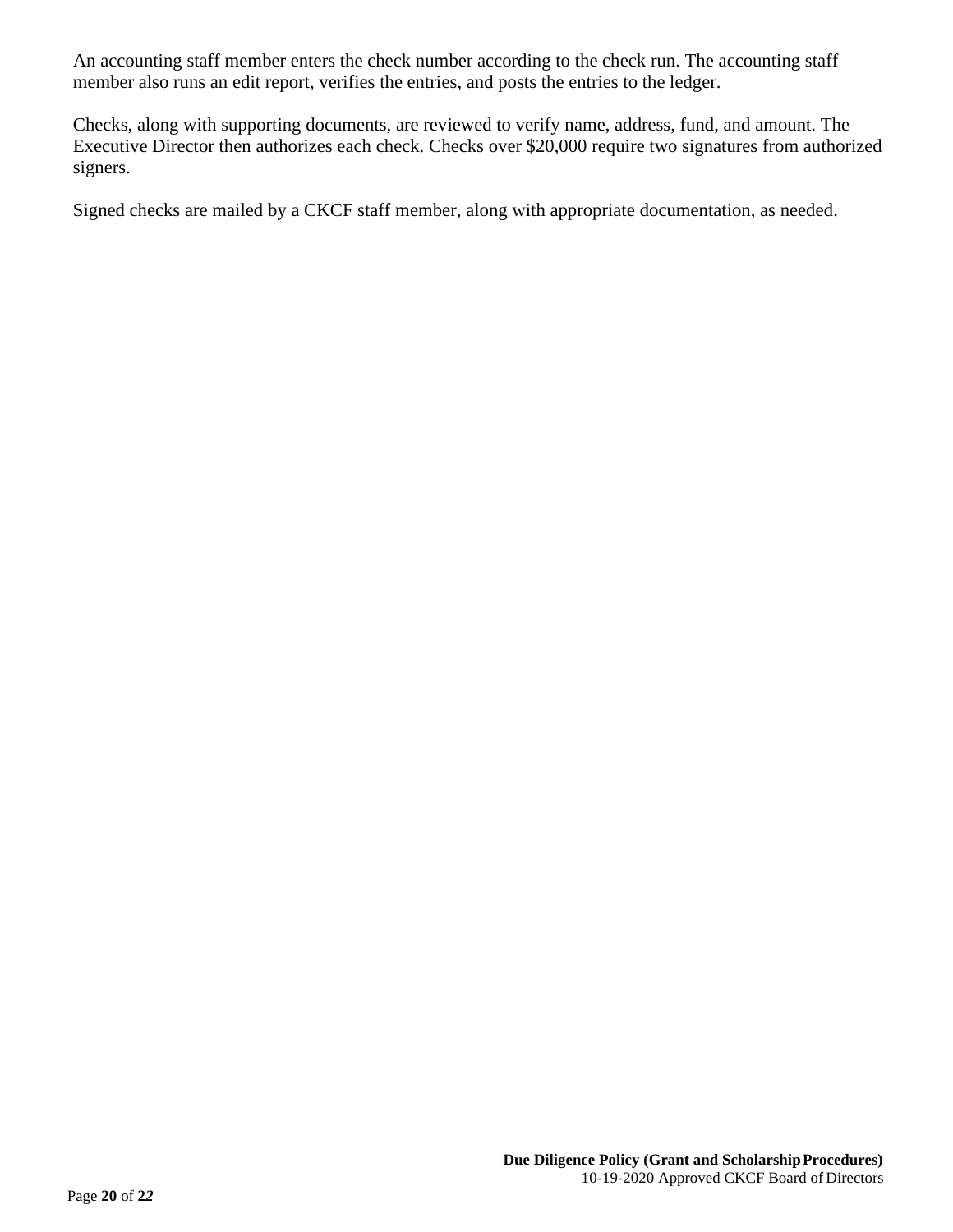An accounting staff member enters the check number according to the check run. The accounting staff member also runs an edit report, verifies the entries, and posts the entries to the ledger.

Checks, along with supporting documents, are reviewed to verify name, address, fund, and amount. The Executive Director then authorizes each check. Checks over $20,000 require two signatures from authorized signers.

Signed checks are mailed by a CKCF staff member, along with appropriate documentation, as needed.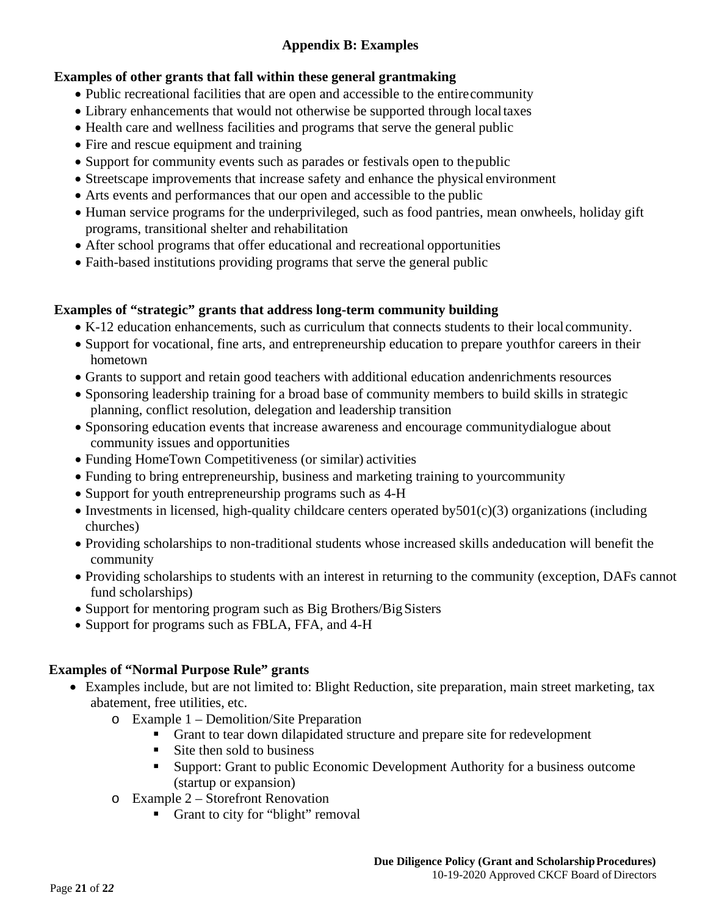## Appendix B: Examples

**Examples of other grants that fall within these general grantmaking**

- Public recreational facilities that are open and accessible to the entire community
- Library enhancements that would not otherwise be supported through local taxes
- Health care and wellness facilities and programs that serve the general public
- Fire and rescue equipment and training
- Support for community events such as parades or festivals open to the public
- Streetscape improvements that increase safety and enhance the physical environment
- Arts events and performances that our open and accessible to the public
- Human service programs for the underprivileged, such as food pantries, mean onwheels, holiday gift programs, transitional shelter and rehabilitation
- After school programs that offer educational and recreational opportunities
- Faith-based institutions providing programs that serve the general public

**Examples of "strategic" grants that address long-term community building**

- K-12 education enhancements, such as curriculum that connects students to their local community.
- Support for vocational, fine arts, and entrepreneurship education to prepare youthfor careers in their hometown
- Grants to support and retain good teachers with additional education andenrichments resources
- Sponsoring leadership training for a broad base of community members to build skills in strategic planning, conflict resolution, delegation and leadership transition
- Sponsoring education events that increase awareness and encourage communitydialogue about community issues and opportunities
- Funding HomeTown Competitiveness (or similar) activities
- Funding to bring entrepreneurship, business and marketing training to yourcommunity
- Support for youth entrepreneurship programs such as 4-H
- Investments in licensed, high-quality childcare centers operated by501(c)(3) organizations (including churches)
- Providing scholarships to non-traditional students whose increased skills andeducation will benefit the community
- Providing scholarships to students with an interest in returning to the community (exception, DAFs cannot fund scholarships)
- Support for mentoring program such as Big Brothers/Big Sisters
- Support for programs such as FBLA, FFA, and 4-H

**Examples of "Normal Purpose Rule" grants**

- Examples include, but are not limited to: Blight Reduction, site preparation, main street marketing, tax abatement, free utilities, etc.
  - Example 1 – Demolition/Site Preparation
    - Grant to tear down dilapidated structure and prepare site for redevelopment
    - Site then sold to business
    - Support: Grant to public Economic Development Authority for a business outcome (startup or expansion)
  - Example 2 – Storefront Renovation
    - Grant to city for "blight" removal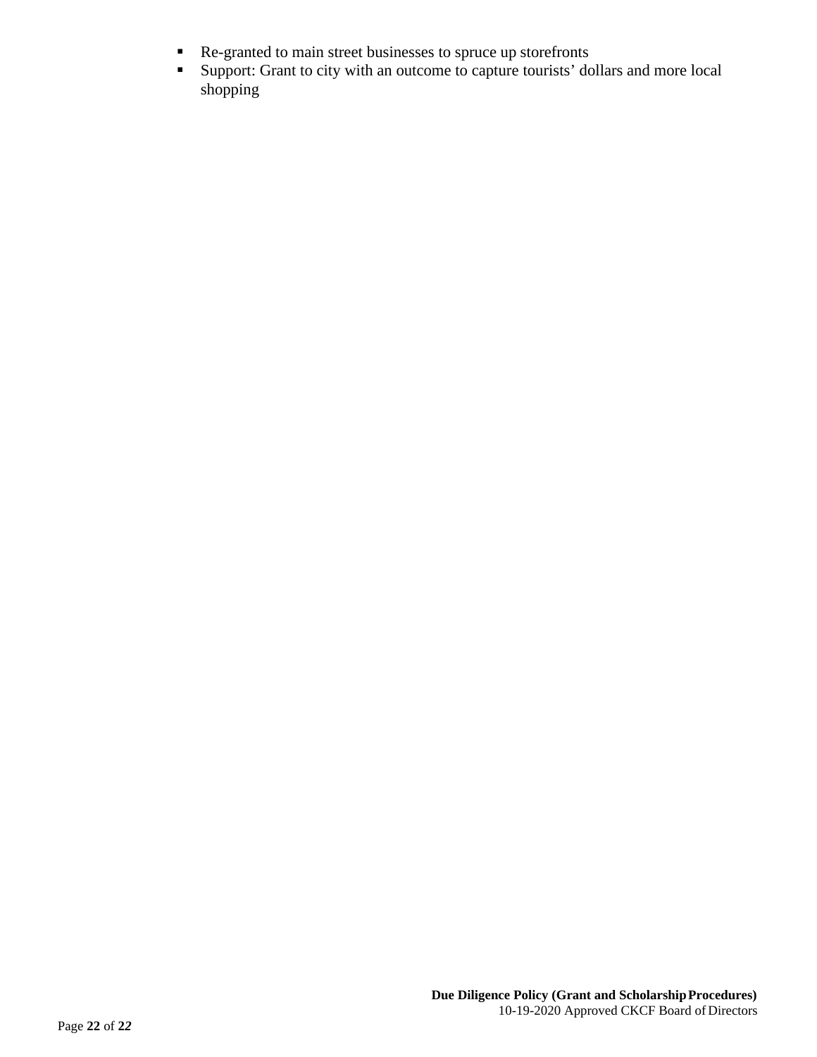- Re-granted to main street businesses to spruce up storefronts
- Support: Grant to city with an outcome to capture tourists' dollars and more local shopping